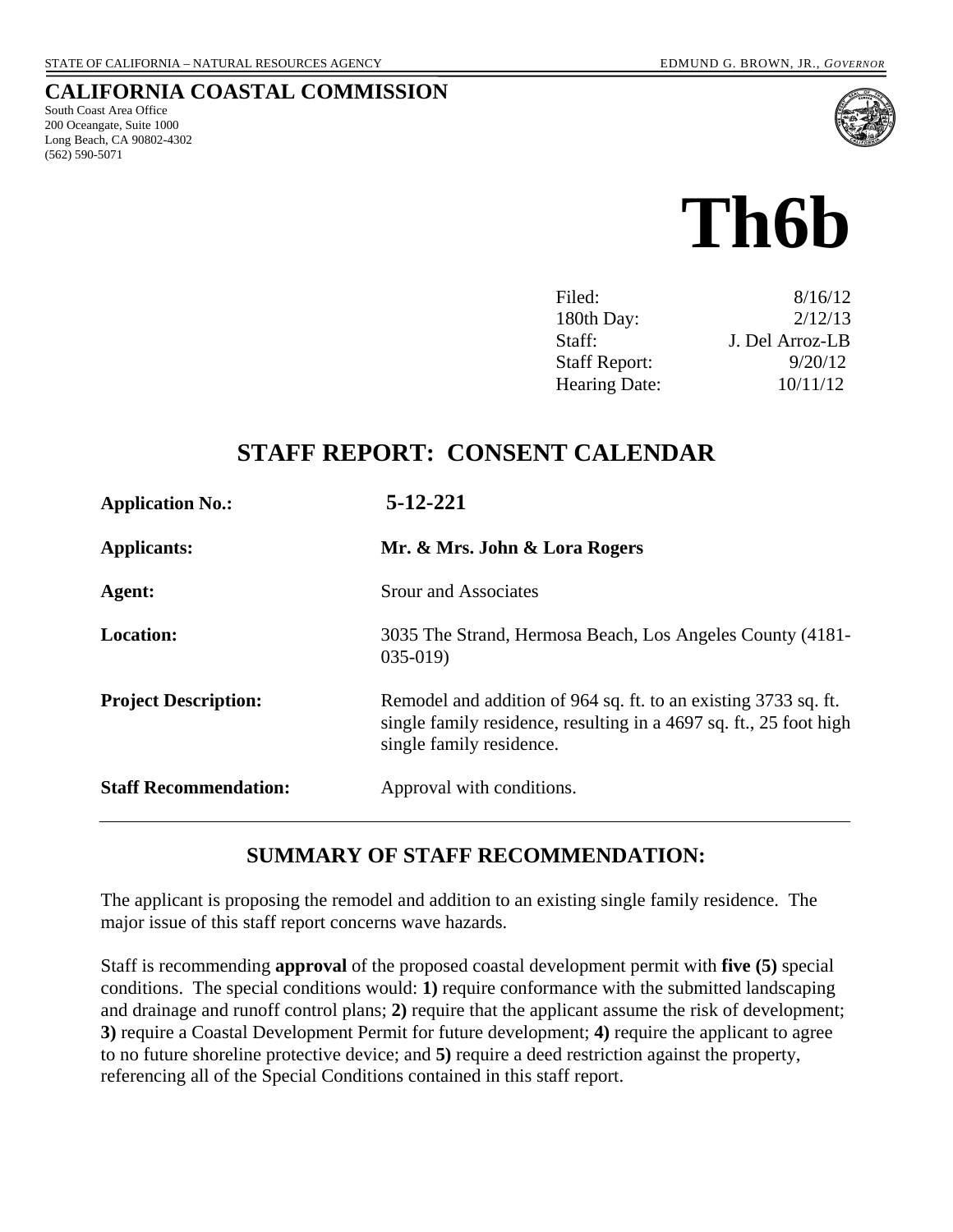STATE OF CALIFORNIA – NATURAL RESOURCES AGENCY EDMUND G. BROWN, JR., *GOVERNOR*

# CALIFORNIA COASTAL COMMISSION

South Coast Area Office
200 Oceangate, Suite 1000
Long Beach, CA 90802-4302
(562) 590-5071

# Th6b

| | |
|---|---|
| Filed: | 8/16/12 |
| 180th Day: | 2/12/13 |
| Staff: | J. Del Arroz-LB |
| Staff Report: | 9/20/12 |
| Hearing Date: | 10/11/12 |

## STAFF REPORT: CONSENT CALENDAR

**Application No.:** **5-12-221**

**Applicants:** **Mr. & Mrs. John & Lora Rogers**

**Agent:** Srour and Associates

**Location:** 3035 The Strand, Hermosa Beach, Los Angeles County (4181-035-019)

**Project Description:** Remodel and addition of 964 sq. ft. to an existing 3733 sq. ft. single family residence, resulting in a 4697 sq. ft., 25 foot high single family residence.

**Staff Recommendation:** Approval with conditions.

## SUMMARY OF STAFF RECOMMENDATION:

The applicant is proposing the remodel and addition to an existing single family residence. The major issue of this staff report concerns wave hazards.

Staff is recommending **approval** of the proposed coastal development permit with **five (5)** special conditions. The special conditions would: **1)** require conformance with the submitted landscaping and drainage and runoff control plans; **2)** require that the applicant assume the risk of development; **3)** require a Coastal Development Permit for future development; **4)** require the applicant to agree to no future shoreline protective device; and **5)** require a deed restriction against the property, referencing all of the Special Conditions contained in this staff report.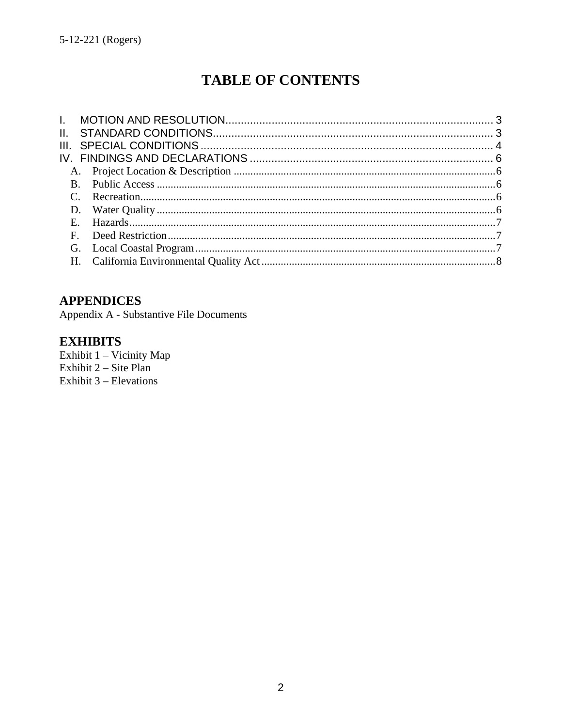# TABLE OF CONTENTS

I. MOTION AND RESOLUTION ........................................................................................ 3
II. STANDARD CONDITIONS ........................................................................................ 3
III. SPECIAL CONDITIONS ........................................................................................ 4
IV. FINDINGS AND DECLARATIONS ........................................................................................ 6

- A. Project Location & Description ........................................................................................ 6
- B. Public Access ........................................................................................ 6
- C. Recreation ........................................................................................ 6
- D. Water Quality ........................................................................................ 6
- E. Hazards ........................................................................................ 7
- F. Deed Restriction ........................................................................................ 7
- G. Local Coastal Program ........................................................................................ 7
- H. California Environmental Quality Act ........................................................................................ 8

## APPENDICES

Appendix A - Substantive File Documents

## EXHIBITS

Exhibit 1 – Vicinity Map
Exhibit 2 – Site Plan
Exhibit 3 – Elevations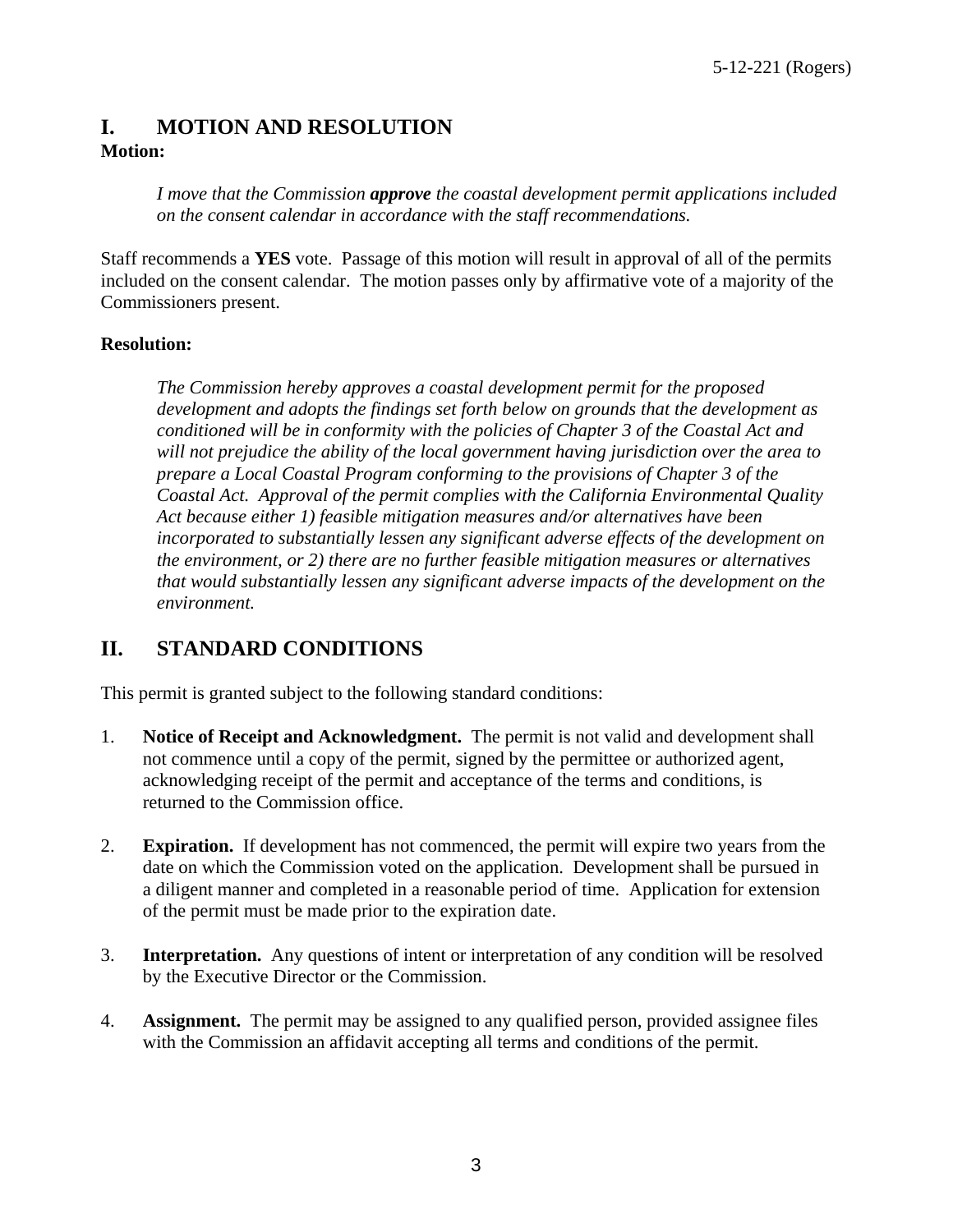# I. MOTION AND RESOLUTION

**Motion:**

> *I move that the Commission* ***approve*** *the coastal development permit applications included on the consent calendar in accordance with the staff recommendations.*

Staff recommends a **YES** vote. Passage of this motion will result in approval of all of the permits included on the consent calendar. The motion passes only by affirmative vote of a majority of the Commissioners present.

**Resolution:**

> *The Commission hereby approves a coastal development permit for the proposed development and adopts the findings set forth below on grounds that the development as conditioned will be in conformity with the policies of Chapter 3 of the Coastal Act and will not prejudice the ability of the local government having jurisdiction over the area to prepare a Local Coastal Program conforming to the provisions of Chapter 3 of the Coastal Act. Approval of the permit complies with the California Environmental Quality Act because either 1) feasible mitigation measures and/or alternatives have been incorporated to substantially lessen any significant adverse effects of the development on the environment, or 2) there are no further feasible mitigation measures or alternatives that would substantially lessen any significant adverse impacts of the development on the environment.*

# II. STANDARD CONDITIONS

This permit is granted subject to the following standard conditions:

1. **Notice of Receipt and Acknowledgment.** The permit is not valid and development shall not commence until a copy of the permit, signed by the permittee or authorized agent, acknowledging receipt of the permit and acceptance of the terms and conditions, is returned to the Commission office.

2. **Expiration.** If development has not commenced, the permit will expire two years from the date on which the Commission voted on the application. Development shall be pursued in a diligent manner and completed in a reasonable period of time. Application for extension of the permit must be made prior to the expiration date.

3. **Interpretation.** Any questions of intent or interpretation of any condition will be resolved by the Executive Director or the Commission.

4. **Assignment.** The permit may be assigned to any qualified person, provided assignee files with the Commission an affidavit accepting all terms and conditions of the permit.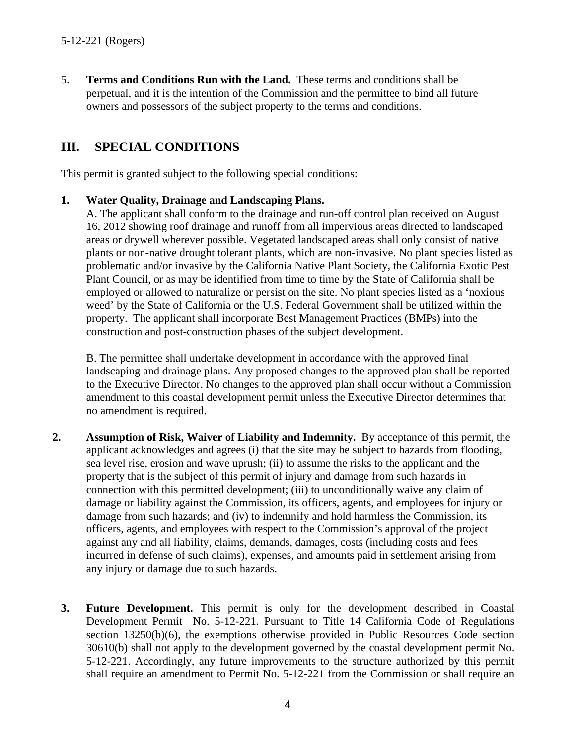5. **Terms and Conditions Run with the Land.** These terms and conditions shall be perpetual, and it is the intention of the Commission and the permittee to bind all future owners and possessors of the subject property to the terms and conditions.

## III. SPECIAL CONDITIONS

This permit is granted subject to the following special conditions:

**1. Water Quality, Drainage and Landscaping Plans.**

A. The applicant shall conform to the drainage and run-off control plan received on August 16, 2012 showing roof drainage and runoff from all impervious areas directed to landscaped areas or drywell wherever possible. Vegetated landscaped areas shall only consist of native plants or non-native drought tolerant plants, which are non-invasive. No plant species listed as problematic and/or invasive by the California Native Plant Society, the California Exotic Pest Plant Council, or as may be identified from time to time by the State of California shall be employed or allowed to naturalize or persist on the site. No plant species listed as a 'noxious weed' by the State of California or the U.S. Federal Government shall be utilized within the property. The applicant shall incorporate Best Management Practices (BMPs) into the construction and post-construction phases of the subject development.

B. The permittee shall undertake development in accordance with the approved final landscaping and drainage plans. Any proposed changes to the approved plan shall be reported to the Executive Director. No changes to the approved plan shall occur without a Commission amendment to this coastal development permit unless the Executive Director determines that no amendment is required.

**2. Assumption of Risk, Waiver of Liability and Indemnity.** By acceptance of this permit, the applicant acknowledges and agrees (i) that the site may be subject to hazards from flooding, sea level rise, erosion and wave uprush; (ii) to assume the risks to the applicant and the property that is the subject of this permit of injury and damage from such hazards in connection with this permitted development; (iii) to unconditionally waive any claim of damage or liability against the Commission, its officers, agents, and employees for injury or damage from such hazards; and (iv) to indemnify and hold harmless the Commission, its officers, agents, and employees with respect to the Commission's approval of the project against any and all liability, claims, demands, damages, costs (including costs and fees incurred in defense of such claims), expenses, and amounts paid in settlement arising from any injury or damage due to such hazards.

**3. Future Development.** This permit is only for the development described in Coastal Development Permit No. 5-12-221. Pursuant to Title 14 California Code of Regulations section 13250(b)(6), the exemptions otherwise provided in Public Resources Code section 30610(b) shall not apply to the development governed by the coastal development permit No. 5-12-221. Accordingly, any future improvements to the structure authorized by this permit shall require an amendment to Permit No. 5-12-221 from the Commission or shall require an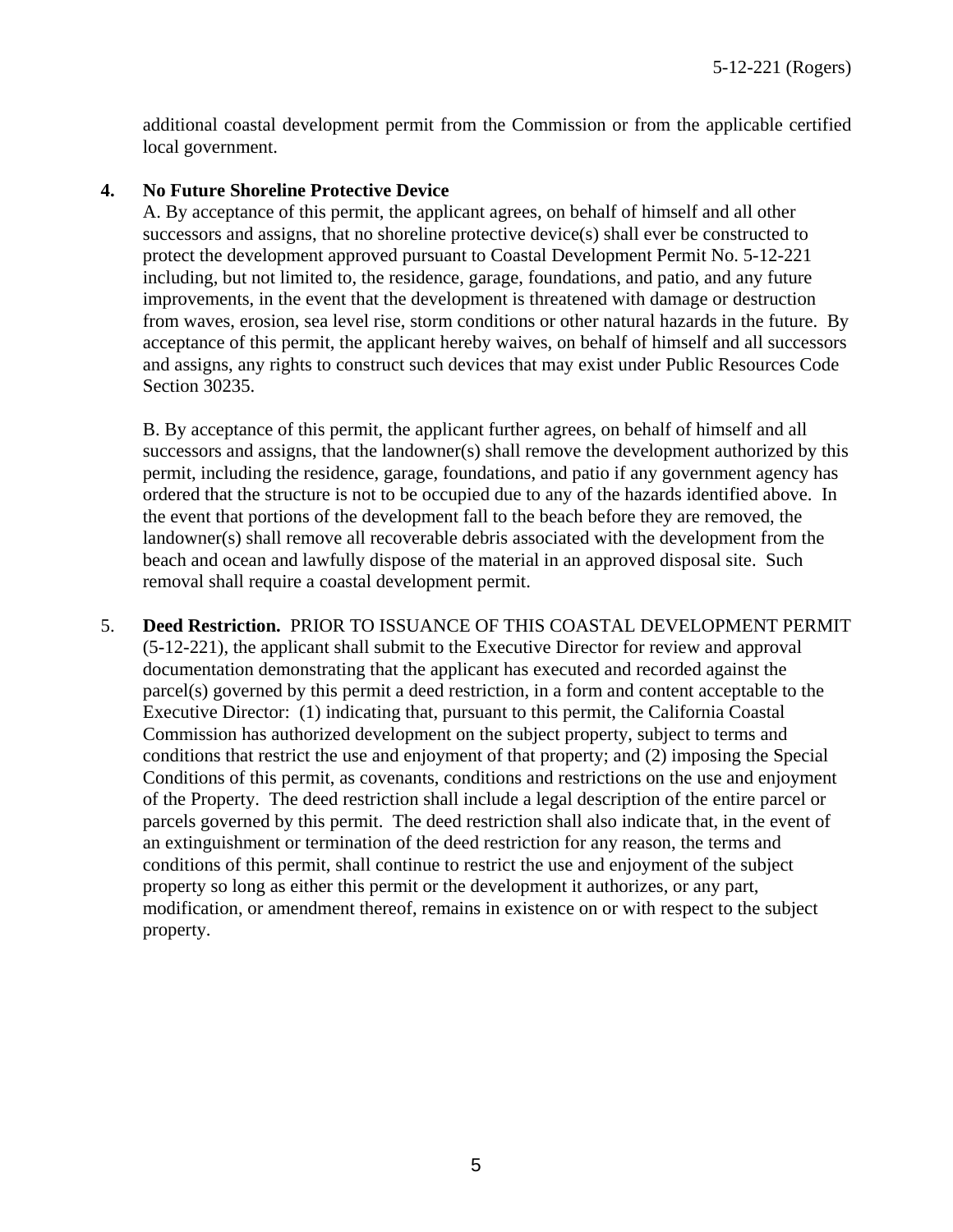additional coastal development permit from the Commission or from the applicable certified local government.

4. **No Future Shoreline Protective Device**

   A. By acceptance of this permit, the applicant agrees, on behalf of himself and all other successors and assigns, that no shoreline protective device(s) shall ever be constructed to protect the development approved pursuant to Coastal Development Permit No. 5-12-221 including, but not limited to, the residence, garage, foundations, and patio, and any future improvements, in the event that the development is threatened with damage or destruction from waves, erosion, sea level rise, storm conditions or other natural hazards in the future. By acceptance of this permit, the applicant hereby waives, on behalf of himself and all successors and assigns, any rights to construct such devices that may exist under Public Resources Code Section 30235.

   B. By acceptance of this permit, the applicant further agrees, on behalf of himself and all successors and assigns, that the landowner(s) shall remove the development authorized by this permit, including the residence, garage, foundations, and patio if any government agency has ordered that the structure is not to be occupied due to any of the hazards identified above. In the event that portions of the development fall to the beach before they are removed, the landowner(s) shall remove all recoverable debris associated with the development from the beach and ocean and lawfully dispose of the material in an approved disposal site. Such removal shall require a coastal development permit.

5. **Deed Restriction.** PRIOR TO ISSUANCE OF THIS COASTAL DEVELOPMENT PERMIT (5-12-221), the applicant shall submit to the Executive Director for review and approval documentation demonstrating that the applicant has executed and recorded against the parcel(s) governed by this permit a deed restriction, in a form and content acceptable to the Executive Director: (1) indicating that, pursuant to this permit, the California Coastal Commission has authorized development on the subject property, subject to terms and conditions that restrict the use and enjoyment of that property; and (2) imposing the Special Conditions of this permit, as covenants, conditions and restrictions on the use and enjoyment of the Property. The deed restriction shall include a legal description of the entire parcel or parcels governed by this permit. The deed restriction shall also indicate that, in the event of an extinguishment or termination of the deed restriction for any reason, the terms and conditions of this permit, shall continue to restrict the use and enjoyment of the subject property so long as either this permit or the development it authorizes, or any part, modification, or amendment thereof, remains in existence on or with respect to the subject property.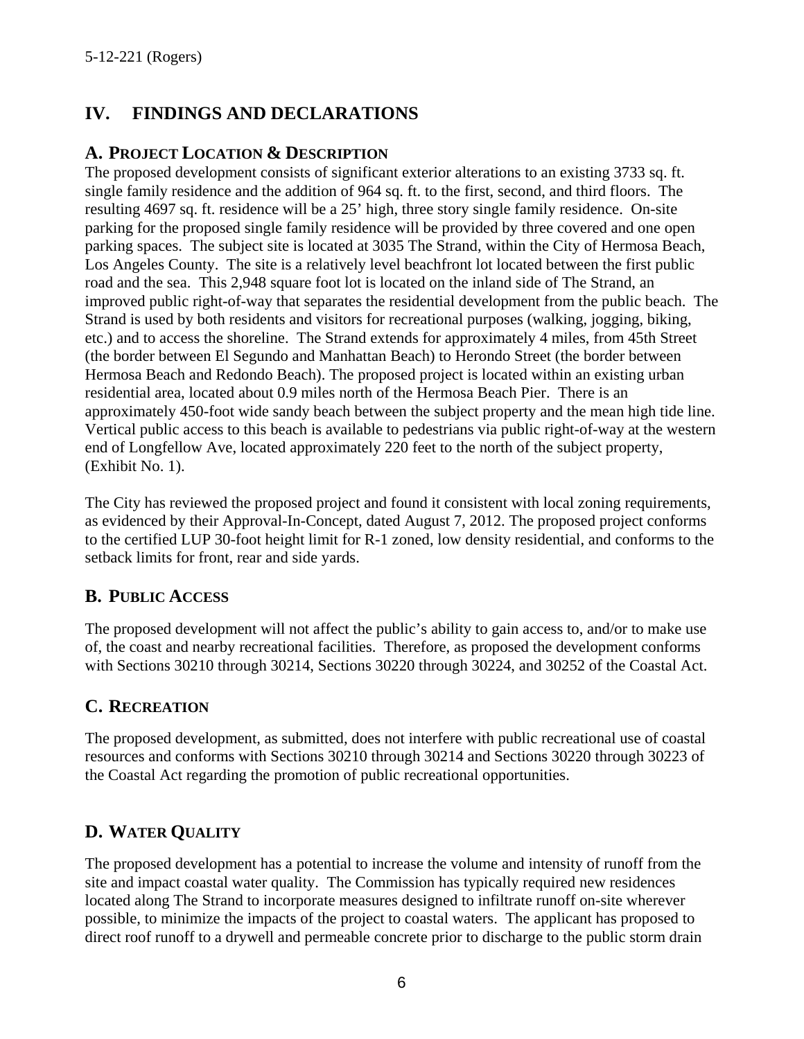## IV. FINDINGS AND DECLARATIONS

### A. PROJECT LOCATION & DESCRIPTION

The proposed development consists of significant exterior alterations to an existing 3733 sq. ft. single family residence and the addition of 964 sq. ft. to the first, second, and third floors. The resulting 4697 sq. ft. residence will be a 25' high, three story single family residence. On-site parking for the proposed single family residence will be provided by three covered and one open parking spaces. The subject site is located at 3035 The Strand, within the City of Hermosa Beach, Los Angeles County. The site is a relatively level beachfront lot located between the first public road and the sea. This 2,948 square foot lot is located on the inland side of The Strand, an improved public right-of-way that separates the residential development from the public beach. The Strand is used by both residents and visitors for recreational purposes (walking, jogging, biking, etc.) and to access the shoreline. The Strand extends for approximately 4 miles, from 45th Street (the border between El Segundo and Manhattan Beach) to Herondo Street (the border between Hermosa Beach and Redondo Beach). The proposed project is located within an existing urban residential area, located about 0.9 miles north of the Hermosa Beach Pier. There is an approximately 450-foot wide sandy beach between the subject property and the mean high tide line. Vertical public access to this beach is available to pedestrians via public right-of-way at the western end of Longfellow Ave, located approximately 220 feet to the north of the subject property, (Exhibit No. 1).

The City has reviewed the proposed project and found it consistent with local zoning requirements, as evidenced by their Approval-In-Concept, dated August 7, 2012. The proposed project conforms to the certified LUP 30-foot height limit for R-1 zoned, low density residential, and conforms to the setback limits for front, rear and side yards.

### B. PUBLIC ACCESS

The proposed development will not affect the public's ability to gain access to, and/or to make use of, the coast and nearby recreational facilities. Therefore, as proposed the development conforms with Sections 30210 through 30214, Sections 30220 through 30224, and 30252 of the Coastal Act.

### C. RECREATION

The proposed development, as submitted, does not interfere with public recreational use of coastal resources and conforms with Sections 30210 through 30214 and Sections 30220 through 30223 of the Coastal Act regarding the promotion of public recreational opportunities.

### D. WATER QUALITY

The proposed development has a potential to increase the volume and intensity of runoff from the site and impact coastal water quality. The Commission has typically required new residences located along The Strand to incorporate measures designed to infiltrate runoff on-site wherever possible, to minimize the impacts of the project to coastal waters. The applicant has proposed to direct roof runoff to a drywell and permeable concrete prior to discharge to the public storm drain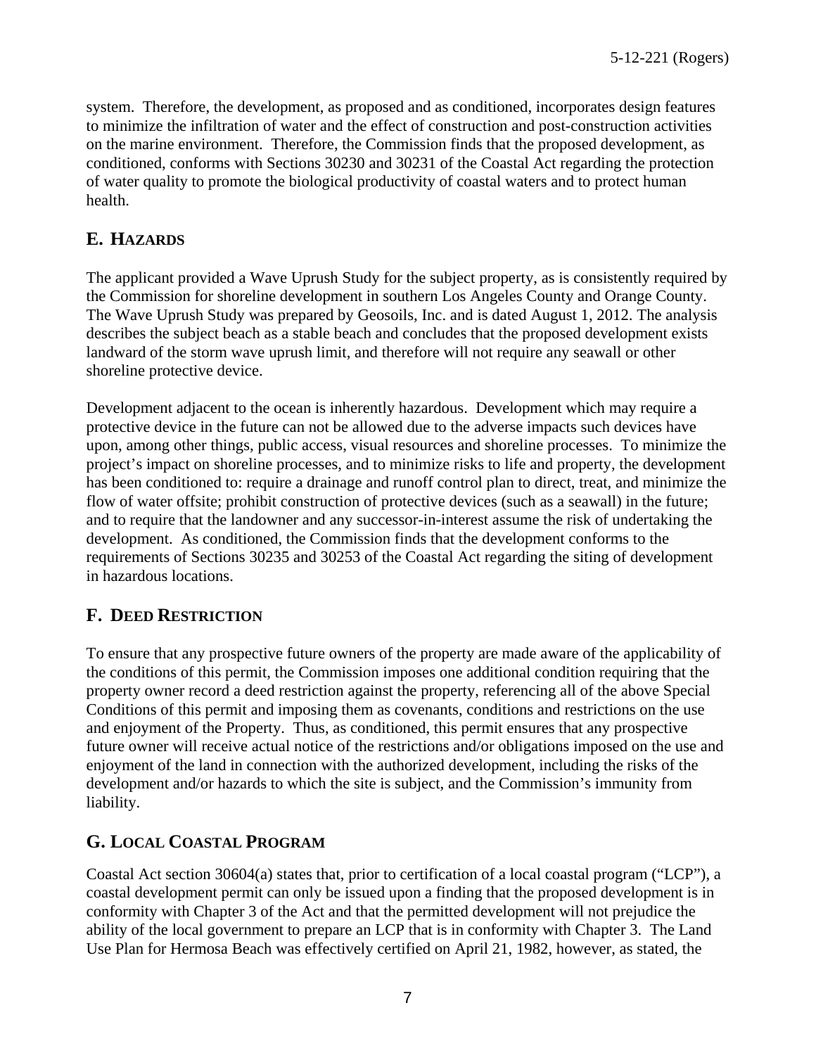system. Therefore, the development, as proposed and as conditioned, incorporates design features to minimize the infiltration of water and the effect of construction and post-construction activities on the marine environment. Therefore, the Commission finds that the proposed development, as conditioned, conforms with Sections 30230 and 30231 of the Coastal Act regarding the protection of water quality to promote the biological productivity of coastal waters and to protect human health.

## E. HAZARDS

The applicant provided a Wave Uprush Study for the subject property, as is consistently required by the Commission for shoreline development in southern Los Angeles County and Orange County. The Wave Uprush Study was prepared by Geosoils, Inc. and is dated August 1, 2012. The analysis describes the subject beach as a stable beach and concludes that the proposed development exists landward of the storm wave uprush limit, and therefore will not require any seawall or other shoreline protective device.

Development adjacent to the ocean is inherently hazardous. Development which may require a protective device in the future can not be allowed due to the adverse impacts such devices have upon, among other things, public access, visual resources and shoreline processes. To minimize the project's impact on shoreline processes, and to minimize risks to life and property, the development has been conditioned to: require a drainage and runoff control plan to direct, treat, and minimize the flow of water offsite; prohibit construction of protective devices (such as a seawall) in the future; and to require that the landowner and any successor-in-interest assume the risk of undertaking the development. As conditioned, the Commission finds that the development conforms to the requirements of Sections 30235 and 30253 of the Coastal Act regarding the siting of development in hazardous locations.

## F. DEED RESTRICTION

To ensure that any prospective future owners of the property are made aware of the applicability of the conditions of this permit, the Commission imposes one additional condition requiring that the property owner record a deed restriction against the property, referencing all of the above Special Conditions of this permit and imposing them as covenants, conditions and restrictions on the use and enjoyment of the Property. Thus, as conditioned, this permit ensures that any prospective future owner will receive actual notice of the restrictions and/or obligations imposed on the use and enjoyment of the land in connection with the authorized development, including the risks of the development and/or hazards to which the site is subject, and the Commission's immunity from liability.

## G. LOCAL COASTAL PROGRAM

Coastal Act section 30604(a) states that, prior to certification of a local coastal program ("LCP"), a coastal development permit can only be issued upon a finding that the proposed development is in conformity with Chapter 3 of the Act and that the permitted development will not prejudice the ability of the local government to prepare an LCP that is in conformity with Chapter 3. The Land Use Plan for Hermosa Beach was effectively certified on April 21, 1982, however, as stated, the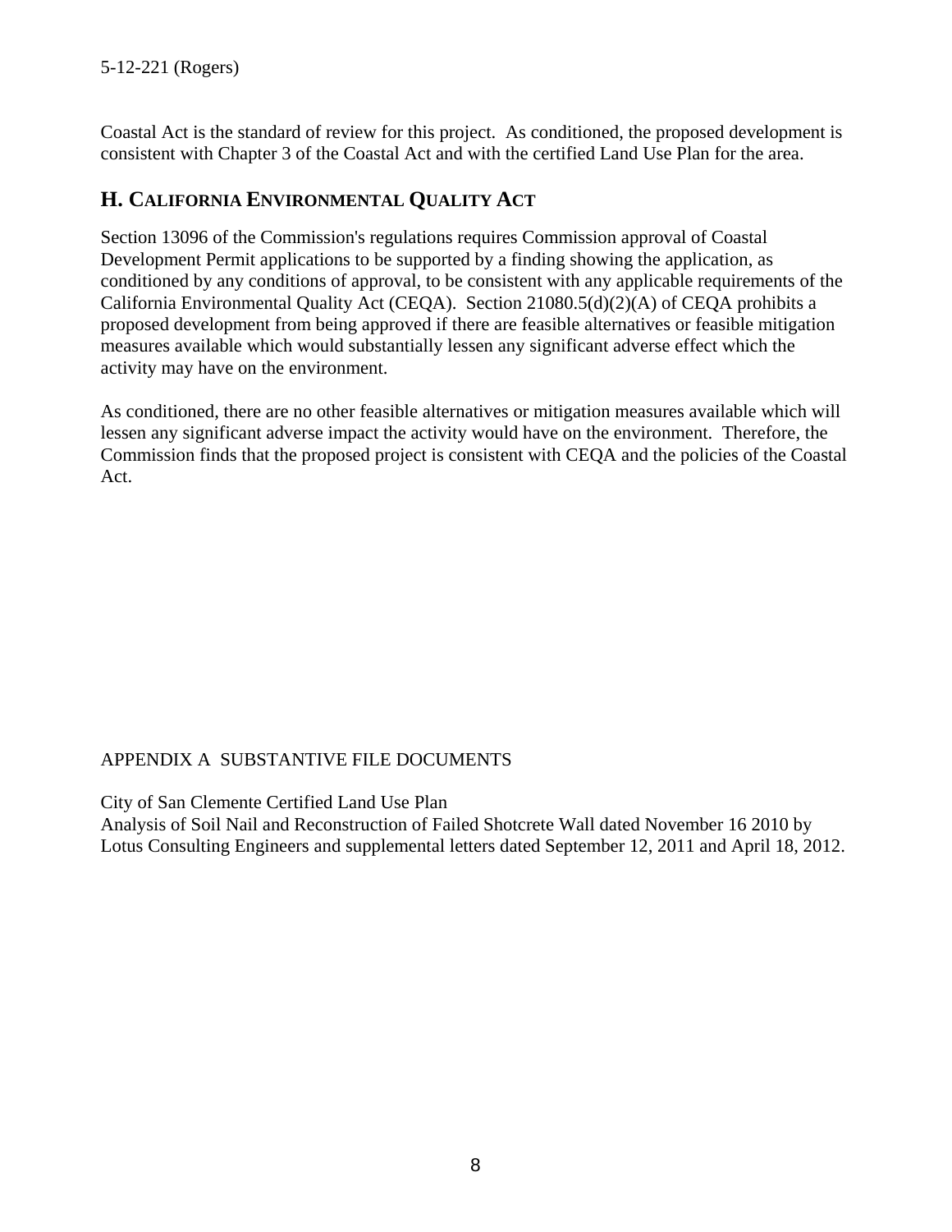Coastal Act is the standard of review for this project. As conditioned, the proposed development is consistent with Chapter 3 of the Coastal Act and with the certified Land Use Plan for the area.

## H. CALIFORNIA ENVIRONMENTAL QUALITY ACT

Section 13096 of the Commission's regulations requires Commission approval of Coastal Development Permit applications to be supported by a finding showing the application, as conditioned by any conditions of approval, to be consistent with any applicable requirements of the California Environmental Quality Act (CEQA). Section 21080.5(d)(2)(A) of CEQA prohibits a proposed development from being approved if there are feasible alternatives or feasible mitigation measures available which would substantially lessen any significant adverse effect which the activity may have on the environment.

As conditioned, there are no other feasible alternatives or mitigation measures available which will lessen any significant adverse impact the activity would have on the environment. Therefore, the Commission finds that the proposed project is consistent with CEQA and the policies of the Coastal Act.

APPENDIX A SUBSTANTIVE FILE DOCUMENTS

City of San Clemente Certified Land Use Plan
Analysis of Soil Nail and Reconstruction of Failed Shotcrete Wall dated November 16 2010 by Lotus Consulting Engineers and supplemental letters dated September 12, 2011 and April 18, 2012.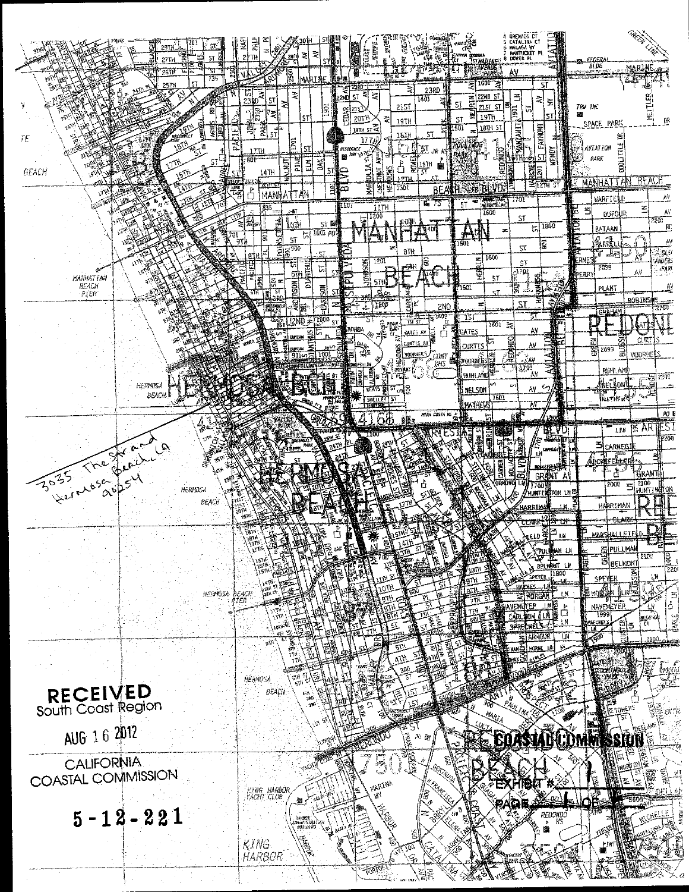3035 The Strand
Hermosa Beach, CA
90254

RECEIVED
South Coast Region

AUG 16 2012

CALIFORNIA
COASTAL COMMISSION

5-12-221

COASTAL COMMISSION
EXHIBIT # 1
PAGE 1 OF 1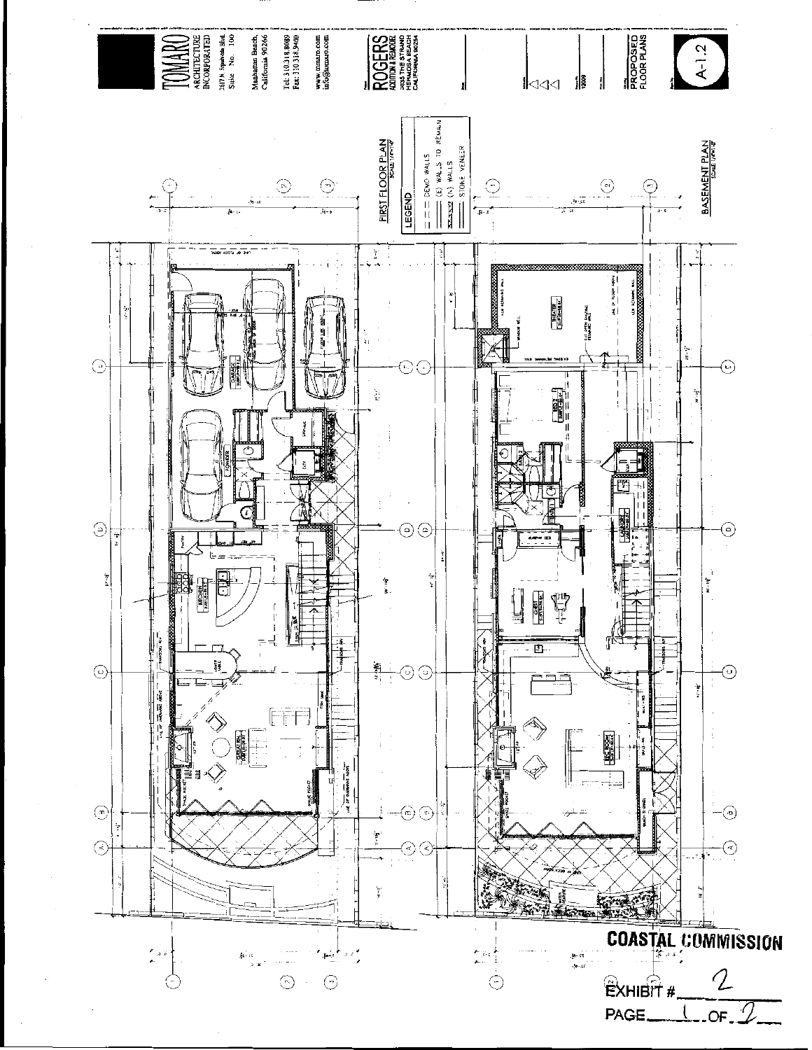# TOMARO

ARCHITECTURE INCORPORATED

2617 N. Sepulveda Blvd. Suite No. 100

Manhattan Beach, California 90266

Tel: 310.318.8089
Fax: 310.318.9490

www.tomaro.com
info@tomaro.com

ROGERS
ADDITION & REMODEL
HERMOSA BEACH
CALIFORNIA 90254

12009

PROPOSED FLOOR PLANS

A-1.2

FIRST FLOOR PLAN

LEGEND

- DEMO WALLS
- (E) WALLS TO REMAIN
- (N) WALLS
- STONE VENEER

BASEMENT PLAN

GARAGE

POWDER

KITCHEN

GREAT RM.

SHELTER

BED 2

GUEST

LAUNDRY

REC ROOM

COASTAL COMMISSION

EXHIBIT # 2

PAGE 1 OF 2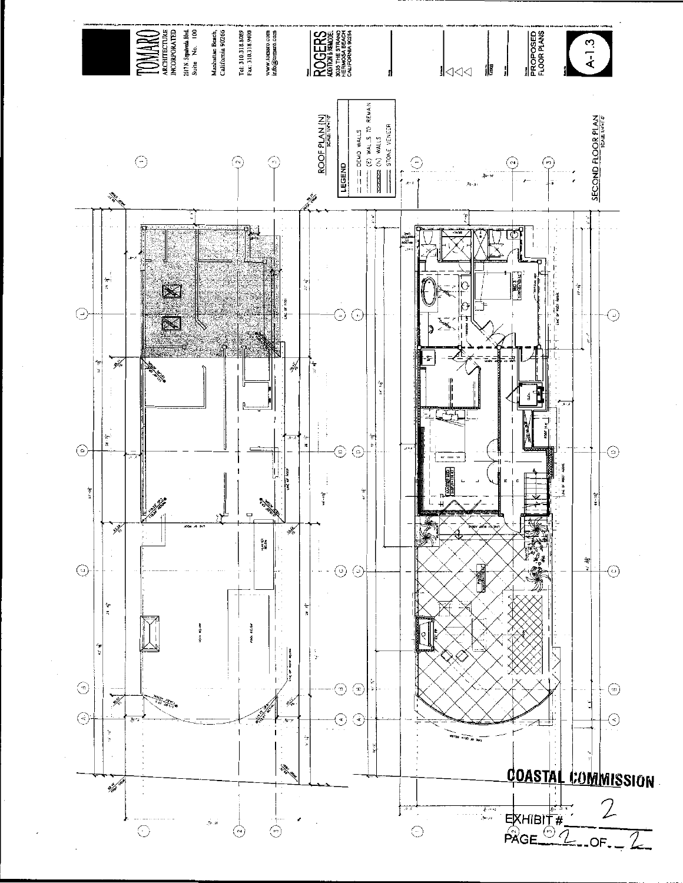TOMARO ARCHITECTURE INCORPORATED

2617 N. Sepulveda Blvd. Suite No. 100

Manhattan Beach, California 90266

Tel: 310.318.8089
Fax: 310.318.9408

www.tomaro.com
info@tomaro.com

ROGERS ADDITION & REMODEL
3019 THE STRAND
HERMOSA BEACH
CALIFORNIA 90254

PROPOSED FLOOR PLANS

A-1.3

ROOF PLAN (N)
SCALE 1/4"=1'-0"

LEGEND

- DEMO WALLS
- (E) WALLS TO REMAIN
- (N) WALLS
- STONE VENEER

SECOND FLOOR PLAN
SCALE 1/4"=1'-0"

COASTAL COMMISSION

EXHIBIT # 2

PAGE 2 OF 2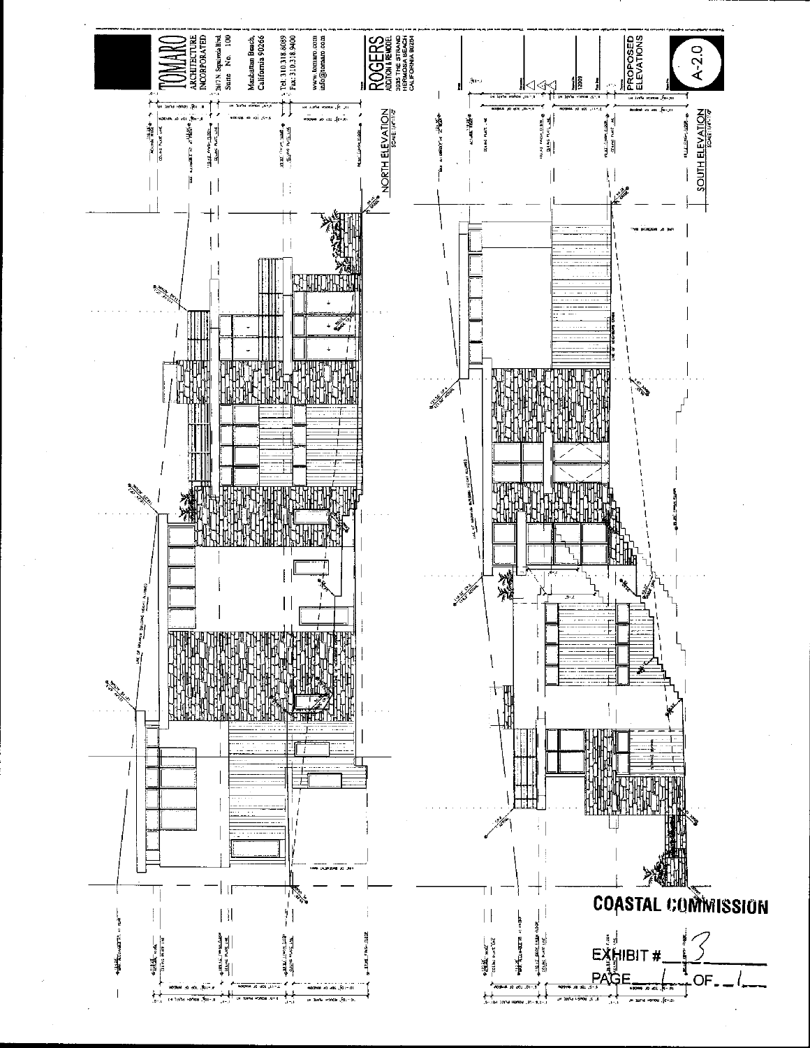TOMARO

ARCHITECTURE INCORPORATED

2617 N. Sepulveda Blvd. Suite No. 100

Manhattan Beach, California 90266

Tel: 310.318.4089
Fax: 310.318.9400

www.tomaro.com
info@tomaro.com

ROGERS
ADDITION & REMODEL
3035 THE STRAND
HERMOSA BEACH
CALIFORNIA 90254

12009

PROPOSED ELEVATIONS

A-2.0

NORTH ELEVATION
SCALE: 1/4"=1'-0"

SOUTH ELEVATION
SCALE: 1/4"=1'-0"

COASTAL COMMISSION

EXHIBIT # 3

PAGE 1 OF 1